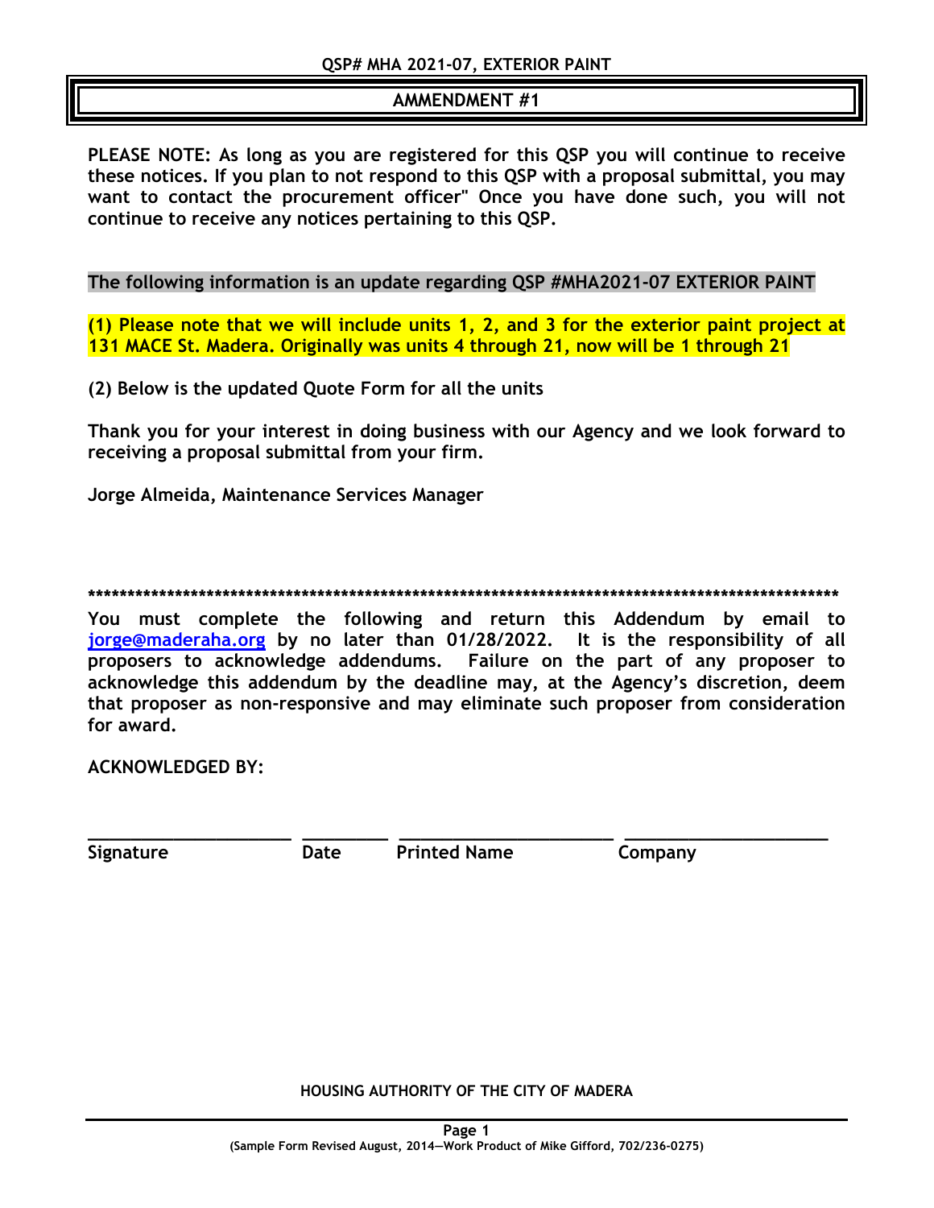QSP# MHA 2021-07, EXTERIOR PAINT

# AMMENDMENT #1

**PLEASE NOTE: As long as you are registered for this QSP you will continue to receive these notices. If you plan to not respond to this QSP with a proposal submittal, you may want to contact the procurement officer" Once you have done such, you will not continue to receive any notices pertaining to this QSP.**

**The following information is an update regarding QSP #MHA2021-07 EXTERIOR PAINT**

**(1) Please note that we will include units 1, 2, and 3 for the exterior paint project at 131 MACE St. Madera. Originally was units 4 through 21, now will be 1 through 21**

**(2) Below is the updated Quote Form for all the units**

**Thank you for your interest in doing business with our Agency and we look forward to receiving a proposal submittal from your firm.**

**Jorge Almeida, Maintenance Services Manager**

**********************************************************************************************************

**You must complete the following and return this Addendum by email to [jorge@maderaha.org](mailto:jorge@maderaha.org) by no later than 01/28/2022. It is the responsibility of all proposers to acknowledge addendums. Failure on the part of any proposer to acknowledge this addendum by the deadline may, at the Agency's discretion, deem that proposer as non-responsive and may eliminate such proposer from consideration for award.**

**ACKNOWLEDGED BY:**

| | | | |
|---|---|---|---|
| ____________________ | ________ | ____________________ | ____________________ |
| **Signature** | **Date** | **Printed Name** | **Company** |

HOUSING AUTHORITY OF THE CITY OF MADERA

(Sample Form Revised August, 2014—Work Product of Mike Gifford, 702/236-0275)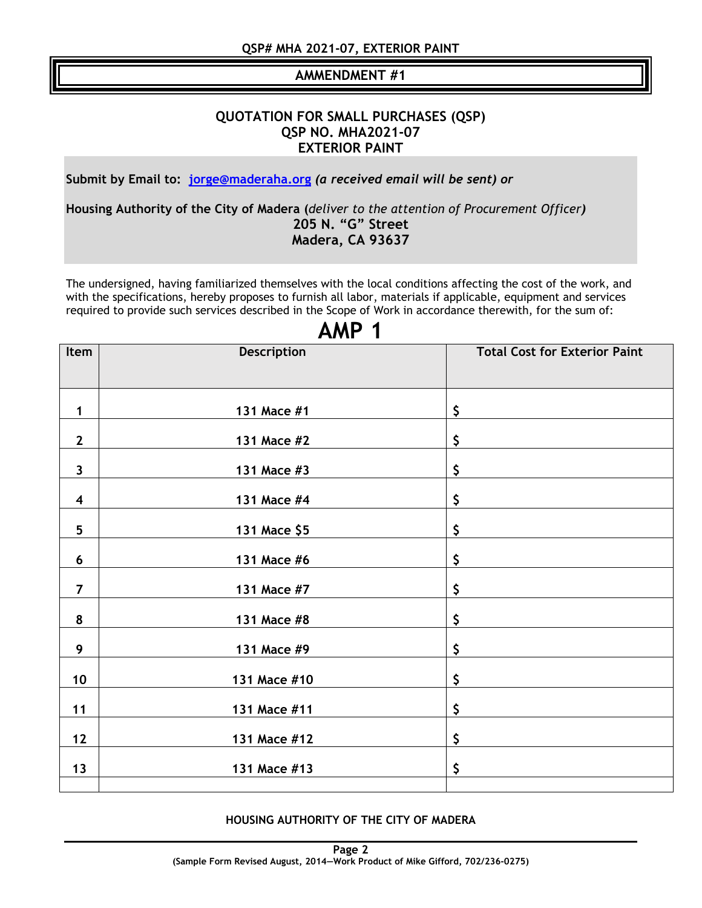**QSP# MHA 2021-07, EXTERIOR PAINT**

**AMMENDMENT #1**

## QUOTATION FOR SMALL PURCHASES (QSP)
## QSP NO. MHA2021-07
## EXTERIOR PAINT

**Submit by Email to: jorge@maderaha.org** ***(a received email will be sent) or***

**Housing Authority of the City of Madera (***deliver to the attention of Procurement Officer)***
**205 N. "G" Street**
**Madera, CA 93637**

The undersigned, having familiarized themselves with the local conditions affecting the cost of the work, and with the specifications, hereby proposes to furnish all labor, materials if applicable, equipment and services required to provide such services described in the Scope of Work in accordance therewith, for the sum of:

# AMP 1

| Item | Description | Total Cost for Exterior Paint |
|---|---|---|
| 1 | 131 Mace #1 | $ |
| 2 | 131 Mace #2 | $ |
| 3 | 131 Mace #3 | $ |
| 4 | 131 Mace #4 | $ |
| 5 | 131 Mace $5 | $ |
| 6 | 131 Mace #6 | $ |
| 7 | 131 Mace #7 | $ |
| 8 | 131 Mace #8 | $ |
| 9 | 131 Mace #9 | $ |
| 10 | 131 Mace #10 | $ |
| 11 | 131 Mace #11 | $ |
| 12 | 131 Mace #12 | $ |
| 13 | 131 Mace #13 | $ |
| | | |

**HOUSING AUTHORITY OF THE CITY OF MADERA**

**(Sample Form Revised August, 2014—Work Product of Mike Gifford, 702/236-0275)**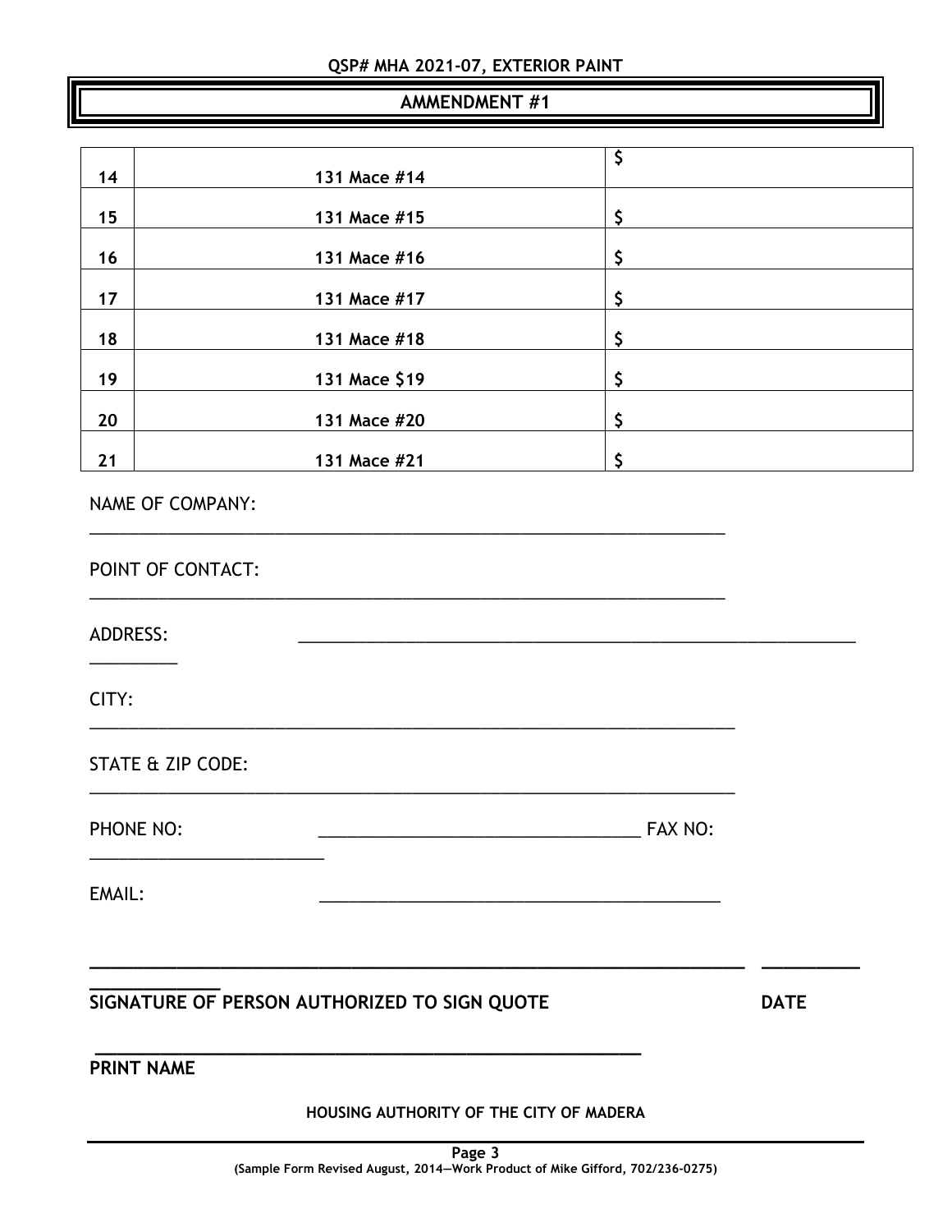QSP# MHA 2021-07, EXTERIOR PAINT

**AMMENDMENT #1**

| | | |
|---|---|---|
| 14 | 131 Mace #14 | $ |
| 15 | 131 Mace #15 | $ |
| 16 | 131 Mace #16 | $ |
| 17 | 131 Mace #17 | $ |
| 18 | 131 Mace #18 | $ |
| 19 | 131 Mace $19 | $ |
| 20 | 131 Mace #20 | $ |
| 21 | 131 Mace #21 | $ |

NAME OF COMPANY: ______________________________________________________________

POINT OF CONTACT: ______________________________________________________________

ADDRESS: ______________________________________________________________

CITY: ______________________________________________________________

STATE & ZIP CODE: ______________________________________________________________

PHONE NO: ________________________________ FAX NO: ________________________

EMAIL: ________________________________________

______________________________________________________________ __________

**SIGNATURE OF PERSON AUTHORIZED TO SIGN QUOTE** **DATE**

______________________________________________________

**PRINT NAME**

**HOUSING AUTHORITY OF THE CITY OF MADERA**

**(Sample Form Revised August, 2014—Work Product of Mike Gifford, 702/236-0275)**